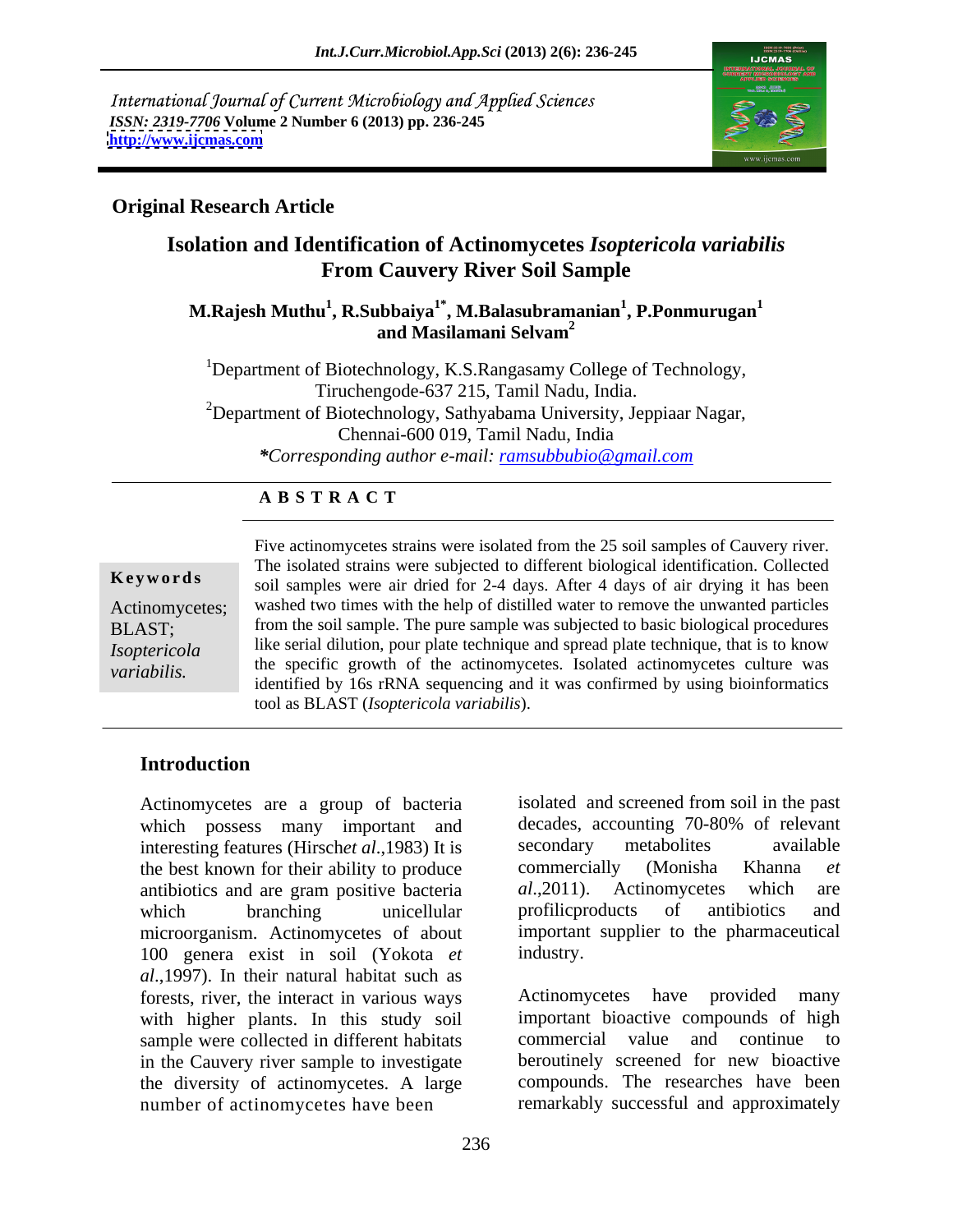International Journal of Current Microbiology and Applied Sciences
*ISSN: 2319-7706* **Volume 2 Number 6 (2013) pp. 236-245**
**http://www.ijcmas.com**

**Original Research Article**

# Isolation and Identification of Actinomycetes *Isoptericola variabilis* From Cauvery River Soil Sample

**M.Rajesh Muthu[1], R.Subbaiya[1*], M.Balasubramanian[1], P.Ponmurugan[1] and Masilamani Selvam[2]**

[1]Department of Biotechnology, K.S.Rangasamy College of Technology, Tiruchengode-637 215, Tamil Nadu, India.
[2]Department of Biotechnology, Sathyabama University, Jeppiaar Nagar, Chennai-600 019, Tamil Nadu, India
*\*Corresponding author e-mail: ramsubbubio@gmail.com*

**A B S T R A C T**

**Keywords**

Actinomycetes; BLAST; *Isoptericola variabilis.*

Five actinomycetes strains were isolated from the 25 soil samples of Cauvery river. The isolated strains were subjected to different biological identification. Collected soil samples were air dried for 2-4 days. After 4 days of air drying it has been washed two times with the help of distilled water to remove the unwanted particles from the soil sample. The pure sample was subjected to basic biological procedures like serial dilution, pour plate technique and spread plate technique, that is to know the specific growth of the actinomycetes. Isolated actinomycetes culture was identified by 16s rRNA sequencing and it was confirmed by using bioinformatics tool as BLAST (*Isoptericola variabilis*).

## Introduction

Actinomycetes are a group of bacteria which possess many important and interesting features (Hirsch*et al*.,1983) It is the best known for their ability to produce antibiotics and are gram positive bacteria which branching unicellular microorganism. Actinomycetes of about 100 genera exist in soil (Yokota *et al*.,1997). In their natural habitat such as forests, river, the interact in various ways with higher plants. In this study soil sample were collected in different habitats in the Cauvery river sample to investigate the diversity of actinomycetes. A large number of actinomycetes have been isolated and screened from soil in the past decades, accounting 70-80% of relevant secondary metabolites available commercially (Monisha Khanna *et al*.,2011). Actinomycetes which are profilicproducts of antibiotics and important supplier to the pharmaceutical industry.

Actinomycetes have provided many important bioactive compounds of high commercial value and continue to beroutinely screened for new bioactive compounds. The researches have been remarkably successful and approximately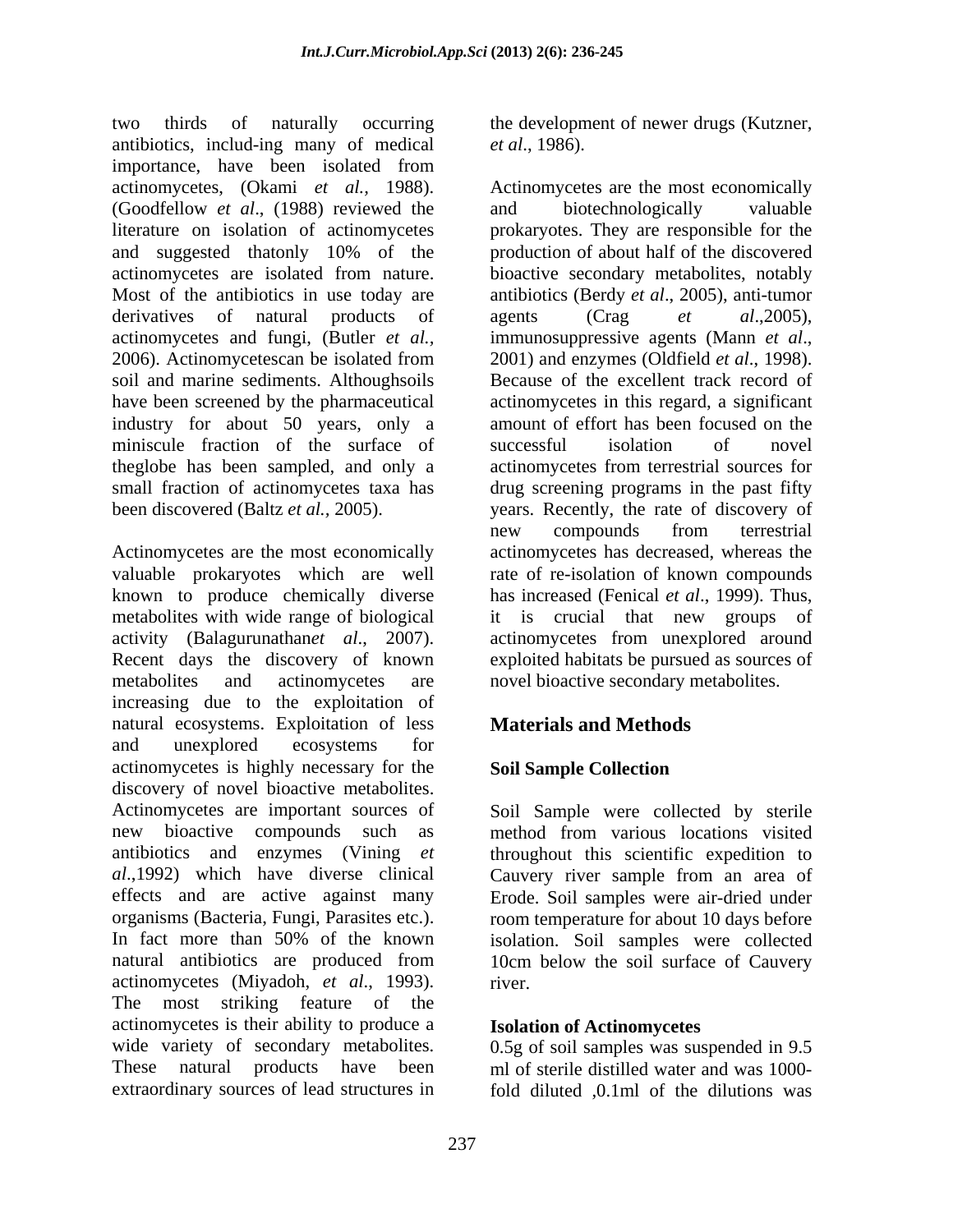two thirds of naturally occurring antibiotics, includ-ing many of medical importance, have been isolated from actinomycetes, (Okami *et al.,* 1988). (Goodfellow *et al*., (1988) reviewed the literature on isolation of actinomycetes and suggested thatonly 10% of the actinomycetes are isolated from nature. Most of the antibiotics in use today are derivatives of natural products of actinomycetes and fungi, (Butler *et al.,* 2006). Actinomycetescan be isolated from soil and marine sediments. Althoughsoils have been screened by the pharmaceutical industry for about 50 years, only a miniscule fraction of the surface of theglobe has been sampled, and only a small fraction of actinomycetes taxa has been discovered (Baltz *et al.,* 2005).

Actinomycetes are the most economically valuable prokaryotes which are well known to produce chemically diverse metabolites with wide range of biological activity (Balagurunathan*et al.,* 2007). Recent days the discovery of known metabolites and actinomycetes are increasing due to the exploitation of natural ecosystems. Exploitation of less and unexplored ecosystems for actinomycetes is highly necessary for the discovery of novel bioactive metabolites. Actinomycetes are important sources of new bioactive compounds such as antibiotics and enzymes (Vining *et al*.,1992) which have diverse clinical effects and are active against many organisms (Bacteria, Fungi, Parasites etc.). In fact more than 50% of the known natural antibiotics are produced from actinomycetes (Miyadoh, *et al*., 1993). The most striking feature of the actinomycetes is their ability to produce a wide variety of secondary metabolites. These natural products have been extraordinary sources of lead structures in the development of newer drugs (Kutzner, *et al*., 1986).

Actinomycetes are the most economically and biotechnologically valuable prokaryotes. They are responsible for the production of about half of the discovered bioactive secondary metabolites, notably antibiotics (Berdy *et al*., 2005), anti-tumor agents (Crag *et al*.,2005), immunosuppressive agents (Mann *et al*., 2001) and enzymes (Oldfield *et al*., 1998). Because of the excellent track record of actinomycetes in this regard, a significant amount of effort has been focused on the successful isolation of novel actinomycetes from terrestrial sources for drug screening programs in the past fifty years. Recently, the rate of discovery of new compounds from terrestrial actinomycetes has decreased, whereas the rate of re-isolation of known compounds has increased (Fenical *et al*., 1999). Thus, it is crucial that new groups of actinomycetes from unexplored around exploited habitats be pursued as sources of novel bioactive secondary metabolites.

## Materials and Methods

### Soil Sample Collection

Soil Sample were collected by sterile method from various locations visited throughout this scientific expedition to Cauvery river sample from an area of Erode. Soil samples were air-dried under room temperature for about 10 days before isolation. Soil samples were collected 10cm below the soil surface of Cauvery river.

### Isolation of Actinomycetes

0.5g of soil samples was suspended in 9.5 ml of sterile distilled water and was 1000-fold diluted ,0.1ml of the dilutions was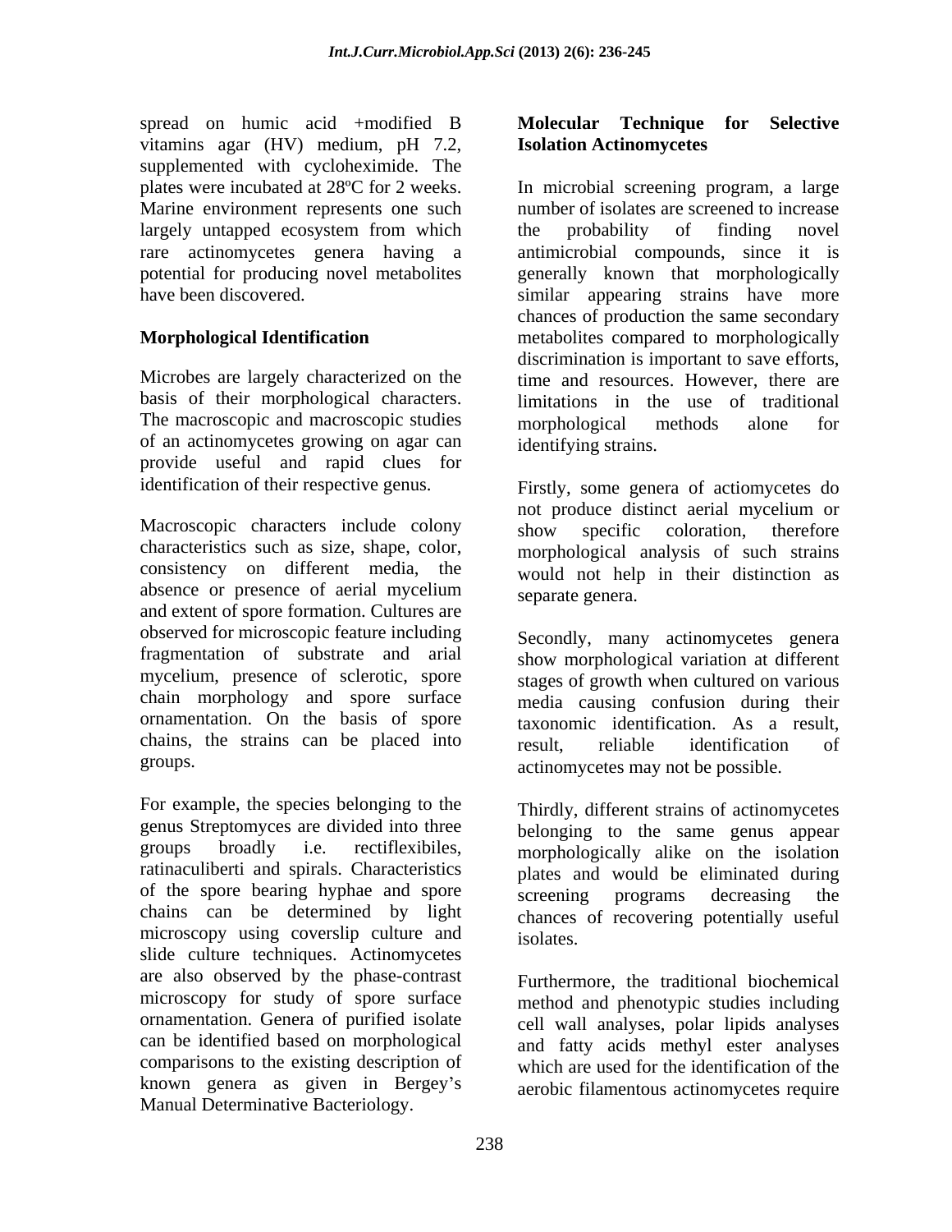spread on humic acid +modified B vitamins agar (HV) medium, pH 7.2, supplemented with cycloheximide. The plates were incubated at 28ºC for 2 weeks. Marine environment represents one such largely untapped ecosystem from which rare actinomycetes genera having a potential for producing novel metabolites have been discovered.

## Morphological Identification

Microbes are largely characterized on the basis of their morphological characters. The macroscopic and macroscopic studies of an actinomycetes growing on agar can provide useful and rapid clues for identification of their respective genus.

Macroscopic characters include colony characteristics such as size, shape, color, consistency on different media, the absence or presence of aerial mycelium and extent of spore formation. Cultures are observed for microscopic feature including fragmentation of substrate and arial mycelium, presence of sclerotic, spore chain morphology and spore surface ornamentation. On the basis of spore chains, the strains can be placed into groups.

For example, the species belonging to the genus Streptomyces are divided into three groups broadly i.e. rectiflexibiles, ratinaculiberti and spirals. Characteristics of the spore bearing hyphae and spore chains can be determined by light microscopy using coverslip culture and slide culture techniques. Actinomycetes are also observed by the phase-contrast microscopy for study of spore surface ornamentation. Genera of purified isolate can be identified based on morphological comparisons to the existing description of known genera as given in Bergey's Manual Determinative Bacteriology.

## Molecular Technique for Selective Isolation Actinomycetes

In microbial screening program, a large number of isolates are screened to increase the probability of finding novel antimicrobial compounds, since it is generally known that morphologically similar appearing strains have more chances of production the same secondary metabolites compared to morphologically discrimination is important to save efforts, time and resources. However, there are limitations in the use of traditional morphological methods alone for identifying strains.

Firstly, some genera of actiomycetes do not produce distinct aerial mycelium or show specific coloration, therefore morphological analysis of such strains would not help in their distinction as separate genera.

Secondly, many actinomycetes genera show morphological variation at different stages of growth when cultured on various media causing confusion during their taxonomic identification. As a result, result, reliable identification of actinomycetes may not be possible.

Thirdly, different strains of actinomycetes belonging to the same genus appear morphologically alike on the isolation plates and would be eliminated during screening programs decreasing the chances of recovering potentially useful isolates.

Furthermore, the traditional biochemical method and phenotypic studies including cell wall analyses, polar lipids analyses and fatty acids methyl ester analyses which are used for the identification of the aerobic filamentous actinomycetes require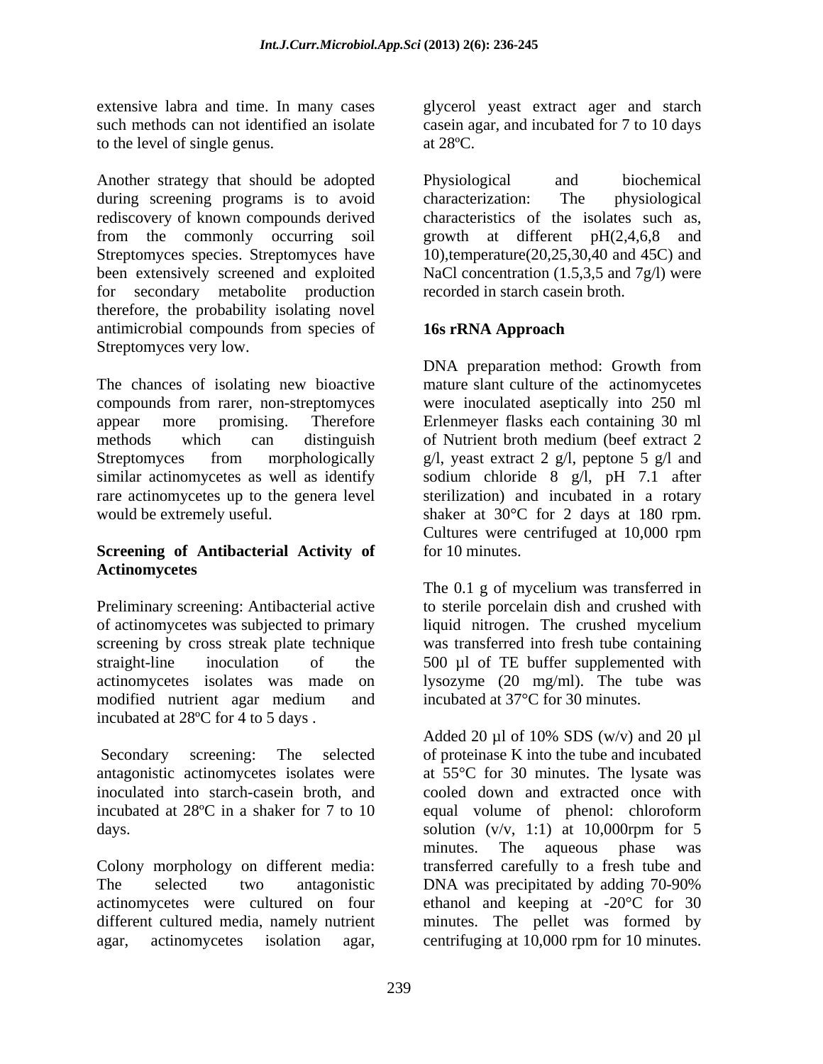extensive labra and time. In many cases such methods can not identified an isolate to the level of single genus.

Another strategy that should be adopted during screening programs is to avoid rediscovery of known compounds derived from the commonly occurring soil Streptomyces species. Streptomyces have been extensively screened and exploited for secondary metabolite production therefore, the probability isolating novel antimicrobial compounds from species of Streptomyces very low.

The chances of isolating new bioactive compounds from rarer, non-streptomyces appear more promising. Therefore methods which can distinguish Streptomyces from morphologically similar actinomycetes as well as identify rare actinomycetes up to the genera level would be extremely useful.

## Screening of Antibacterial Activity of Actinomycetes

Preliminary screening: Antibacterial active of actinomycetes was subjected to primary screening by cross streak plate technique straight-line inoculation of the actinomycetes isolates was made on modified nutrient agar medium and incubated at 28ºC for 4 to 5 days .

Secondary screening: The selected antagonistic actinomycetes isolates were inoculated into starch-casein broth, and incubated at 28ºC in a shaker for 7 to 10 days.

Colony morphology on different media: The selected two antagonistic actinomycetes were cultured on four different cultured media, namely nutrient agar, actinomycetes isolation agar, glycerol yeast extract ager and starch casein agar, and incubated for 7 to 10 days at 28ºC.

Physiological and biochemical characterization: The physiological characteristics of the isolates such as, growth at different pH(2,4,6,8 and 10),temperature(20,25,30,40 and 45C) and NaCl concentration (1.5,3,5 and 7g/l) were recorded in starch casein broth.

## 16s rRNA Approach

DNA preparation method: Growth from mature slant culture of the actinomycetes were inoculated aseptically into 250 ml Erlenmeyer flasks each containing 30 ml of Nutrient broth medium (beef extract 2 g/l, yeast extract 2 g/l, peptone 5 g/l and sodium chloride 8 g/l, pH 7.1 after sterilization) and incubated in a rotary shaker at 30°C for 2 days at 180 rpm. Cultures were centrifuged at 10,000 rpm for 10 minutes.

The 0.1 g of mycelium was transferred in to sterile porcelain dish and crushed with liquid nitrogen. The crushed mycelium was transferred into fresh tube containing 500 µl of TE buffer supplemented with lysozyme (20 mg/ml). The tube was incubated at 37°C for 30 minutes.

Added 20 µl of 10% SDS (w/v) and 20 µl of proteinase K into the tube and incubated at 55°C for 30 minutes. The lysate was cooled down and extracted once with equal volume of phenol: chloroform solution (v/v, 1:1) at 10,000rpm for 5 minutes. The aqueous phase was transferred carefully to a fresh tube and DNA was precipitated by adding 70-90% ethanol and keeping at -20°C for 30 minutes. The pellet was formed by centrifuging at 10,000 rpm for 10 minutes.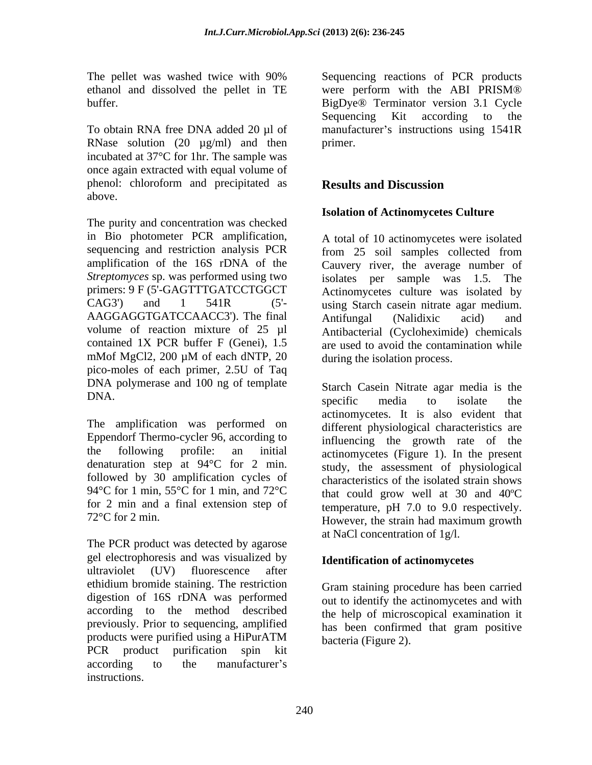The pellet was washed twice with 90% ethanol and dissolved the pellet in TE buffer.

To obtain RNA free DNA added 20 µl of RNase solution (20 µg/ml) and then incubated at 37°C for 1hr. The sample was once again extracted with equal volume of phenol: chloroform and precipitated as above.

The purity and concentration was checked in Bio photometer PCR amplification, sequencing and restriction analysis PCR amplification of the 16S rDNA of the *Streptomyces* sp. was performed using two primers: 9 F (5'-GAGTTTGATCCTGGCT CAG3') and 1 541R (5'-AAGGAGGTGATCCAACC3'). The final volume of reaction mixture of 25 µl contained 1X PCR buffer F (Genei), 1.5 mMof MgCl2, 200 µM of each dNTP, 20 pico-moles of each primer, 2.5U of Taq DNA polymerase and 100 ng of template DNA.

The amplification was performed on Eppendorf Thermo-cycler 96, according to the following profile: an initial denaturation step at 94°C for 2 min. followed by 30 amplification cycles of 94°C for 1 min, 55°C for 1 min, and 72°C for 2 min and a final extension step of 72°C for 2 min.

The PCR product was detected by agarose gel electrophoresis and was visualized by ultraviolet (UV) fluorescence after ethidium bromide staining. The restriction digestion of 16S rDNA was performed according to the method described previously. Prior to sequencing, amplified products were purified using a HiPurATM PCR product purification spin kit according to the manufacturer's instructions.

Sequencing reactions of PCR products were perform with the ABI PRISM® BigDye® Terminator version 3.1 Cycle Sequencing Kit according to the manufacturer's instructions using 1541R primer.

## Results and Discussion

### Isolation of Actinomycetes Culture

A total of 10 actinomycetes were isolated from 25 soil samples collected from Cauvery river, the average number of isolates per sample was 1.5. The Actinomycetes culture was isolated by using Starch casein nitrate agar medium. Antifungal (Nalidixic acid) and Antibacterial (Cycloheximide) chemicals are used to avoid the contamination while during the isolation process.

Starch Casein Nitrate agar media is the specific media to isolate the actinomycetes. It is also evident that different physiological characteristics are influencing the growth rate of the actinomycetes (Figure 1). In the present study, the assessment of physiological characteristics of the isolated strain shows that could grow well at 30 and 40ºC temperature, pH 7.0 to 9.0 respectively. However, the strain had maximum growth at NaCl concentration of 1g/l.

### Identification of actinomycetes

Gram staining procedure has been carried out to identify the actinomycetes and with the help of microscopical examination it has been confirmed that gram positive bacteria (Figure 2).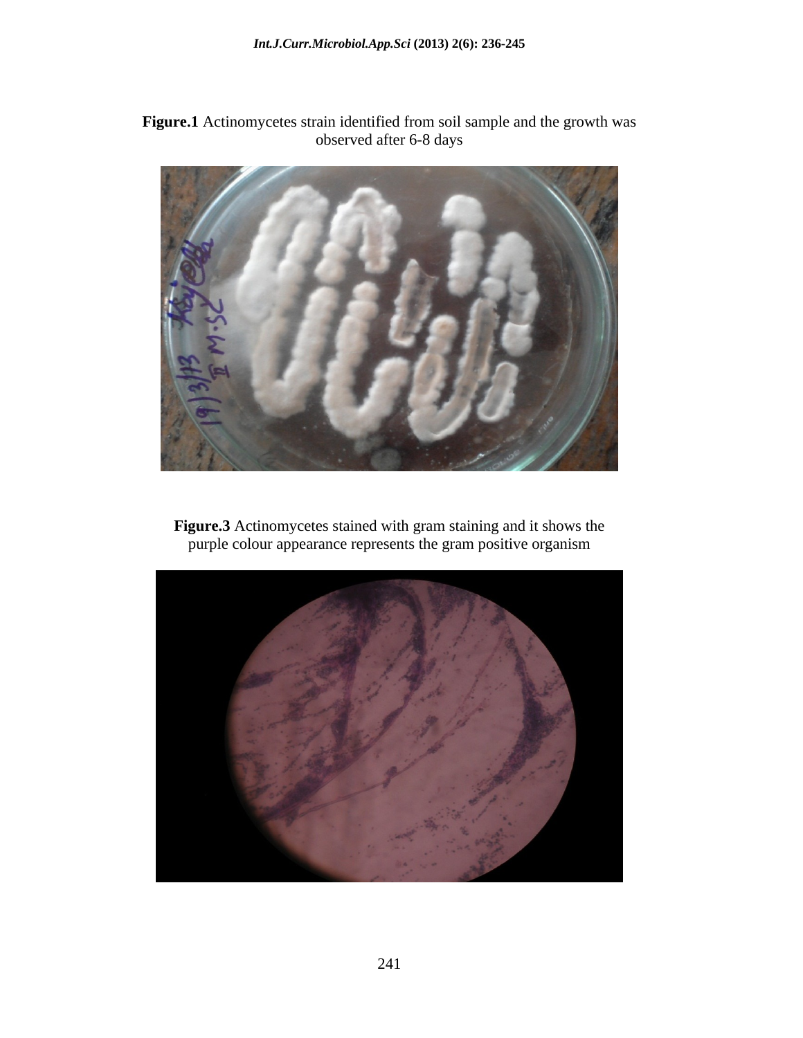**Figure.1** Actinomycetes strain identified from soil sample and the growth was observed after 6-8 days

**Figure.3** Actinomycetes stained with gram staining and it shows the purple colour appearance represents the gram positive organism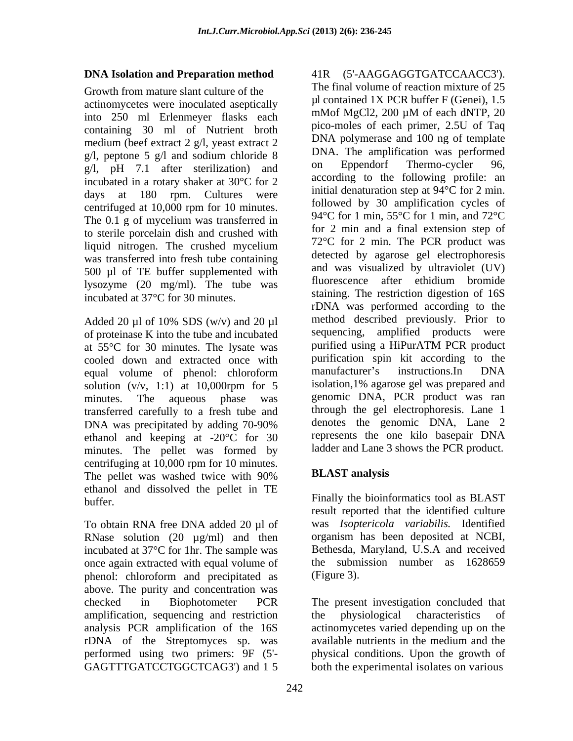### DNA Isolation and Preparation method

Growth from mature slant culture of the actinomycetes were inoculated aseptically into 250 ml Erlenmeyer flasks each containing 30 ml of Nutrient broth medium (beef extract 2 g/l, yeast extract 2 g/l, peptone 5 g/l and sodium chloride 8 g/l, pH 7.1 after sterilization) and incubated in a rotary shaker at 30°C for 2 days at 180 rpm. Cultures were centrifuged at 10,000 rpm for 10 minutes. The 0.1 g of mycelium was transferred in to sterile porcelain dish and crushed with liquid nitrogen. The crushed mycelium was transferred into fresh tube containing 500 µl of TE buffer supplemented with lysozyme (20 mg/ml). The tube was incubated at 37°C for 30 minutes.

Added 20 µl of 10% SDS (w/v) and 20 µl of proteinase K into the tube and incubated at 55°C for 30 minutes. The lysate was cooled down and extracted once with equal volume of phenol: chloroform solution (v/v, 1:1) at 10,000rpm for 5 minutes. The aqueous phase was transferred carefully to a fresh tube and DNA was precipitated by adding 70-90% ethanol and keeping at -20°C for 30 minutes. The pellet was formed by centrifuging at 10,000 rpm for 10 minutes. The pellet was washed twice with 90% ethanol and dissolved the pellet in TE buffer.

To obtain RNA free DNA added 20 µl of RNase solution (20 µg/ml) and then incubated at 37°C for 1hr. The sample was once again extracted with equal volume of phenol: chloroform and precipitated as above. The purity and concentration was checked in Biophotometer PCR amplification, sequencing and restriction analysis PCR amplification of the 16S rDNA of the Streptomyces sp. was performed using two primers: 9F (5'-GAGTTTGATCCTGGCTCAG3') and 1 541R (5'-AAGGAGGTGATCCAACC3'). The final volume of reaction mixture of 25 µl contained 1X PCR buffer F (Genei), 1.5 mMof MgCl2, 200 µM of each dNTP, 20 pico-moles of each primer, 2.5U of Taq DNA polymerase and 100 ng of template DNA. The amplification was performed on Eppendorf Thermo-cycler 96, according to the following profile: an initial denaturation step at 94°C for 2 min. followed by 30 amplification cycles of 94°C for 1 min, 55°C for 1 min, and 72°C for 2 min and a final extension step of 72°C for 2 min. The PCR product was detected by agarose gel electrophoresis and was visualized by ultraviolet (UV) fluorescence after ethidium bromide staining. The restriction digestion of 16S rDNA was performed according to the method described previously. Prior to sequencing, amplified products were purified using a HiPurATM PCR product purification spin kit according to the manufacturer's instructions.In DNA isolation,1% agarose gel was prepared and genomic DNA, PCR product was ran through the gel electrophoresis. Lane 1 denotes the genomic DNA, Lane 2 represents the one kilo basepair DNA ladder and Lane 3 shows the PCR product.

### BLAST analysis

Finally the bioinformatics tool as BLAST result reported that the identified culture was *Isoptericola variabilis.* Identified organism has been deposited at NCBI, Bethesda, Maryland, U.S.A and received the submission number as 1628659 (Figure 3).

The present investigation concluded that the physiological characteristics of actinomycetes varied depending up on the available nutrients in the medium and the physical conditions. Upon the growth of both the experimental isolates on various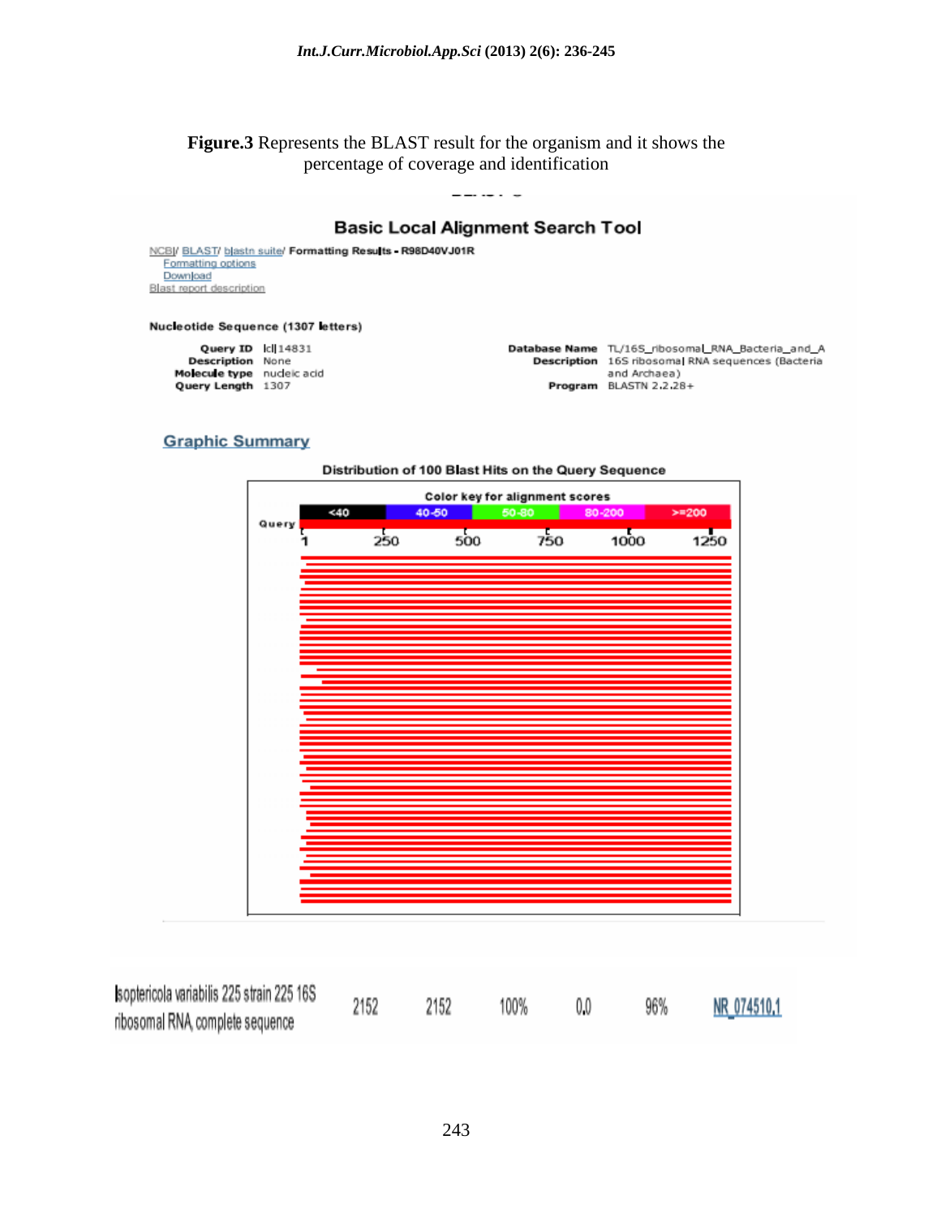**Figure.3** Represents the BLAST result for the organism and it shows the percentage of coverage and identification

## Basic Local Alignment Search Tool

NCBI/ BLAST/ blastn suite/ Formatting Results - R98D40VJ01R
Formatting options
Download
Blast report description

**Nucleotide Sequence (1307 letters)**

**Query ID** lcl|14831
**Description** None
**Molecule type** nucleic acid
**Query Length** 1307

**Database Name** TL/16S_ribosomal_RNA_Bacteria_and_A
**Description** 16S ribosomal RNA sequences (Bacteria and Archaea)
**Program** BLASTN 2.2.28+

### Graphic Summary

Distribution of 100 Blast Hits on the Query Sequence

Color key for alignment scores: <40, 40-50, 50-80, 80-200, >=200

Query: 1, 250, 500, 750, 1000, 1250

| | | | | | | |
|---|---|---|---|---|---|---|
| Isoptericola variabilis 225 strain 225 16S ribosomal RNA complete sequence | 2152 | 2152 | 100% | 0.0 | 96% | NR_074510.1 |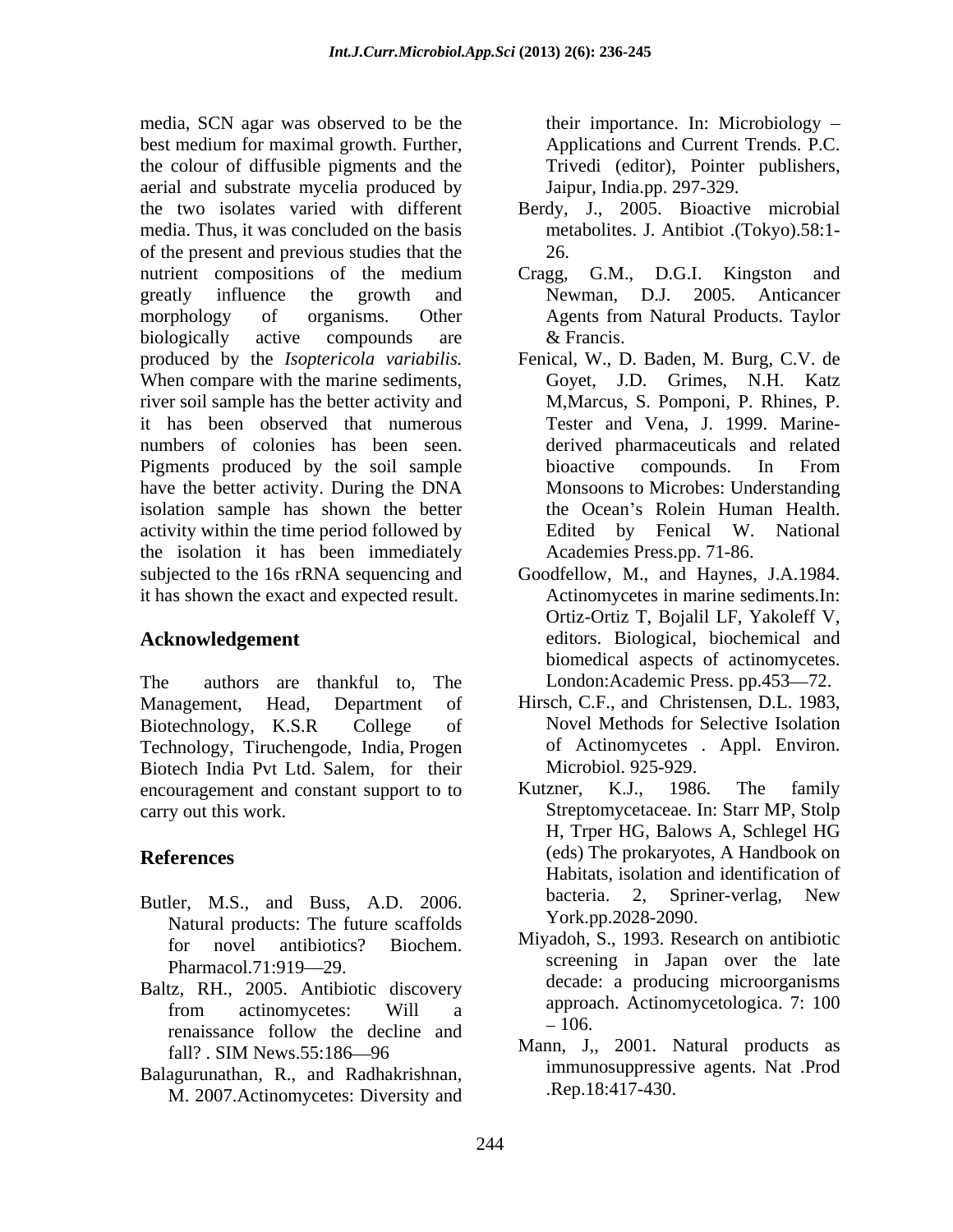media, SCN agar was observed to be the best medium for maximal growth. Further, the colour of diffusible pigments and the aerial and substrate mycelia produced by the two isolates varied with different media. Thus, it was concluded on the basis of the present and previous studies that the nutrient compositions of the medium greatly influence the growth and morphology of organisms. Other biologically active compounds are produced by the *Isoptericola variabilis.* When compare with the marine sediments, river soil sample has the better activity and it has been observed that numerous numbers of colonies has been seen. Pigments produced by the soil sample have the better activity. During the DNA isolation sample has shown the better activity within the time period followed by the isolation it has been immediately subjected to the 16s rRNA sequencing and it has shown the exact and expected result.

## Acknowledgement

The authors are thankful to, The Management, Head, Department of Biotechnology, K.S.R College of Technology, Tiruchengode, India, Progen Biotech India Pvt Ltd. Salem, for their encouragement and constant support to to carry out this work.

## References

Butler, M.S., and Buss, A.D. 2006. Natural products: The future scaffolds for novel antibiotics? Biochem. Pharmacol.71:919—29.

Baltz, RH., 2005. Antibiotic discovery from actinomycetes: Will a renaissance follow the decline and fall? . SIM News.55:186—96

Balagurunathan, R., and Radhakrishnan, M. 2007.Actinomycetes: Diversity and their importance. In: Microbiology – Applications and Current Trends. P.C. Trivedi (editor), Pointer publishers, Jaipur, India.pp. 297-329.

Berdy, J., 2005. Bioactive microbial metabolites. J. Antibiot .(Tokyo).58:1-26.

Cragg, G.M., D.G.I. Kingston and Newman, D.J. 2005. Anticancer Agents from Natural Products. Taylor & Francis.

Fenical, W., D. Baden, M. Burg, C.V. de Goyet, J.D. Grimes, N.H. Katz M,Marcus, S. Pomponi, P. Rhines, P. Tester and Vena, J. 1999. Marine-derived pharmaceuticals and related bioactive compounds. In From Monsoons to Microbes: Understanding the Ocean's Rolein Human Health. Edited by Fenical W. National Academies Press.pp. 71-86.

Goodfellow, M., and Haynes, J.A.1984. Actinomycetes in marine sediments.In: Ortiz-Ortiz T, Bojalil LF, Yakoleff V, editors. Biological, biochemical and biomedical aspects of actinomycetes. London:Academic Press. pp.453—72.

Hirsch, C.F., and Christensen, D.L. 1983, Novel Methods for Selective Isolation of Actinomycetes . Appl. Environ. Microbiol. 925-929.

Kutzner, K.J., 1986. The family Streptomycetaceae. In: Starr MP, Stolp H, Trper HG, Balows A, Schlegel HG (eds) The prokaryotes, A Handbook on Habitats, isolation and identification of bacteria. 2, Spriner-verlag, New York.pp.2028-2090.

Miyadoh, S., 1993. Research on antibiotic screening in Japan over the late decade: a producing microorganisms approach. Actinomycetologica. 7: 100 – 106.

Mann, J,, 2001. Natural products as immunosuppressive agents. Nat .Prod .Rep.18:417-430.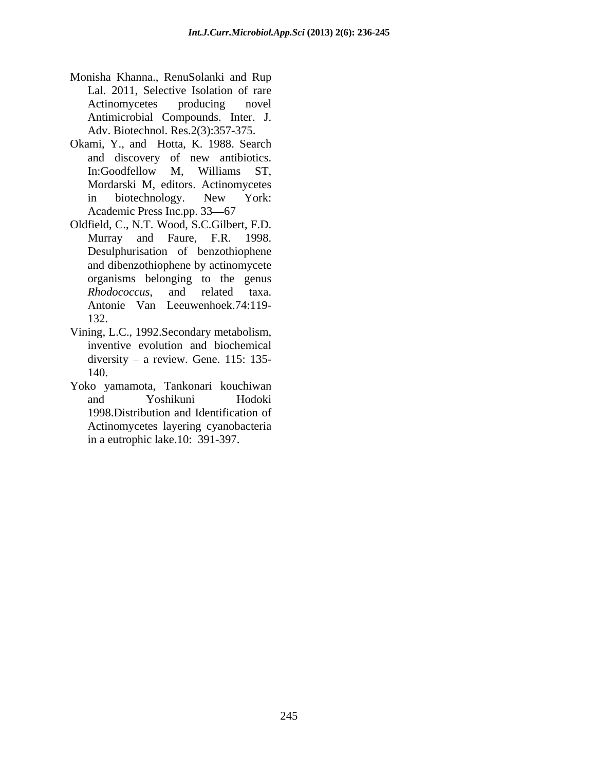Monisha Khanna., RenuSolanki and Rup Lal. 2011, Selective Isolation of rare Actinomycetes producing novel Antimicrobial Compounds. Inter. J. Adv. Biotechnol. Res.2(3):357-375.

Okami, Y., and Hotta, K. 1988. Search and discovery of new antibiotics. In:Goodfellow M, Williams ST, Mordarski M, editors. Actinomycetes in biotechnology. New York: Academic Press Inc.pp. 33—67

Oldfield, C., N.T. Wood, S.C.Gilbert, F.D. Murray and Faure, F.R. 1998. Desulphurisation of benzothiophene and dibenzothiophene by actinomycete organisms belonging to the genus *Rhodococcus*, and related taxa. Antonie Van Leeuwenhoek.74:119-132.

Vining, L.C., 1992.Secondary metabolism, inventive evolution and biochemical diversity – a review. Gene. 115: 135-140.

Yoko yamamota, Tankonari kouchiwan and Yoshikuni Hodoki 1998.Distribution and Identification of Actinomycetes layering cyanobacteria in a eutrophic lake.10: 391-397.